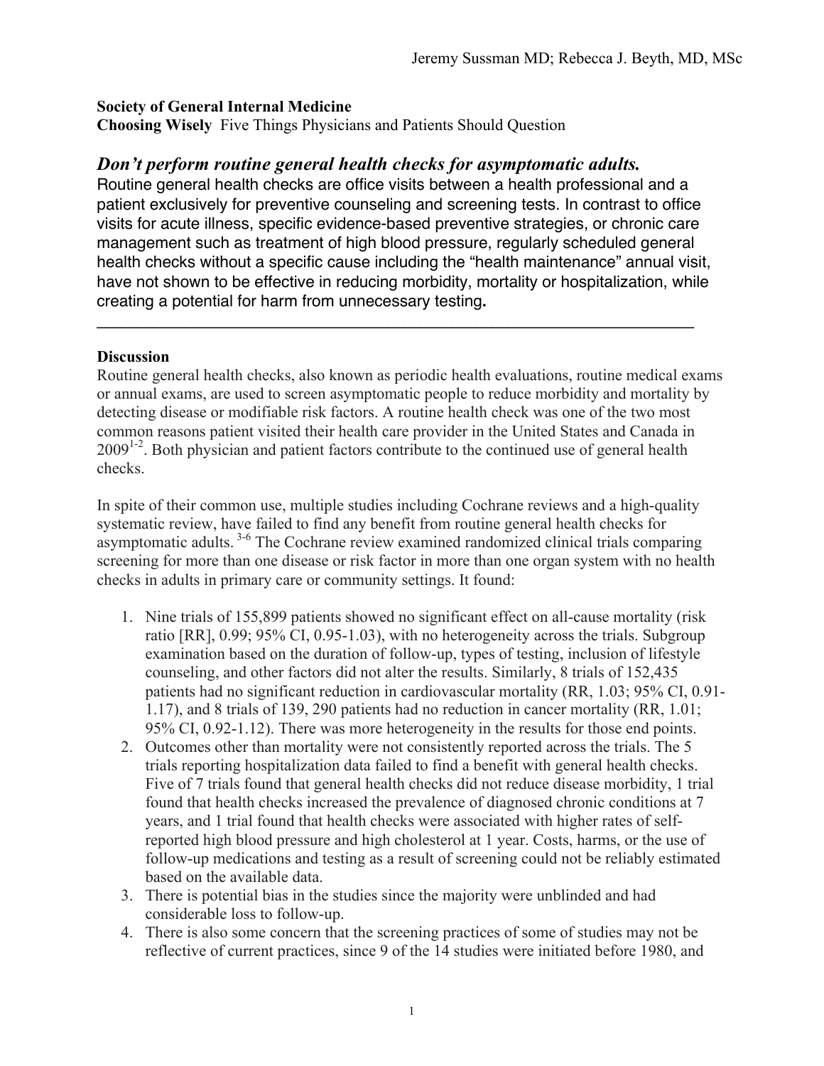Jeremy Sussman MD; Rebecca J. Beyth, MD, MSc

**Society of General Internal Medicine**
**Choosing Wisely** Five Things Physicians and Patients Should Question

## *Don't perform routine general health checks for asymptomatic adults.*

Routine general health checks are office visits between a health professional and a patient exclusively for preventive counseling and screening tests. In contrast to office visits for acute illness, specific evidence-based preventive strategies, or chronic care management such as treatment of high blood pressure, regularly scheduled general health checks without a specific cause including the "health maintenance" annual visit, have not shown to be effective in reducing morbidity, mortality or hospitalization, while creating a potential for harm from unnecessary testing**.**

---

**Discussion**

Routine general health checks, also known as periodic health evaluations, routine medical exams or annual exams, are used to screen asymptomatic people to reduce morbidity and mortality by detecting disease or modifiable risk factors. A routine health check was one of the two most common reasons patient visited their health care provider in the United States and Canada in 2009[1-2]. Both physician and patient factors contribute to the continued use of general health checks.

In spite of their common use, multiple studies including Cochrane reviews and a high-quality systematic review, have failed to find any benefit from routine general health checks for asymptomatic adults. [3-6] The Cochrane review examined randomized clinical trials comparing screening for more than one disease or risk factor in more than one organ system with no health checks in adults in primary care or community settings. It found:

1. Nine trials of 155,899 patients showed no significant effect on all-cause mortality (risk ratio [RR], 0.99; 95% CI, 0.95-1.03), with no heterogeneity across the trials. Subgroup examination based on the duration of follow-up, types of testing, inclusion of lifestyle counseling, and other factors did not alter the results. Similarly, 8 trials of 152,435 patients had no significant reduction in cardiovascular mortality (RR, 1.03; 95% CI, 0.91-1.17), and 8 trials of 139, 290 patients had no reduction in cancer mortality (RR, 1.01; 95% CI, 0.92-1.12). There was more heterogeneity in the results for those end points.
2. Outcomes other than mortality were not consistently reported across the trials. The 5 trials reporting hospitalization data failed to find a benefit with general health checks. Five of 7 trials found that general health checks did not reduce disease morbidity, 1 trial found that health checks increased the prevalence of diagnosed chronic conditions at 7 years, and 1 trial found that health checks were associated with higher rates of self-reported high blood pressure and high cholesterol at 1 year. Costs, harms, or the use of follow-up medications and testing as a result of screening could not be reliably estimated based on the available data.
3. There is potential bias in the studies since the majority were unblinded and had considerable loss to follow-up.
4. There is also some concern that the screening practices of some of studies may not be reflective of current practices, since 9 of the 14 studies were initiated before 1980, and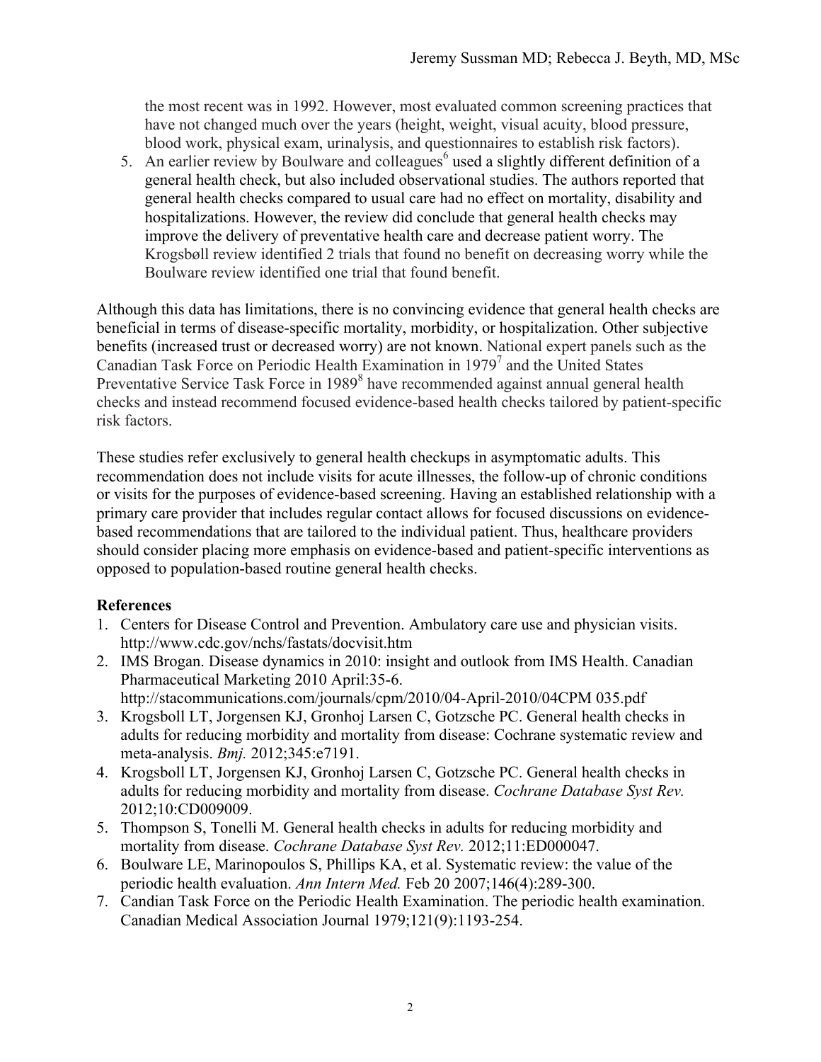the most recent was in 1992. However, most evaluated common screening practices that have not changed much over the years (height, weight, visual acuity, blood pressure, blood work, physical exam, urinalysis, and questionnaires to establish risk factors).

5. An earlier review by Boulware and colleagues[6] used a slightly different definition of a general health check, but also included observational studies. The authors reported that general health checks compared to usual care had no effect on mortality, disability and hospitalizations. However, the review did conclude that general health checks may improve the delivery of preventative health care and decrease patient worry. The Krogsbøll review identified 2 trials that found no benefit on decreasing worry while the Boulware review identified one trial that found benefit.

Although this data has limitations, there is no convincing evidence that general health checks are beneficial in terms of disease-specific mortality, morbidity, or hospitalization. Other subjective benefits (increased trust or decreased worry) are not known. National expert panels such as the Canadian Task Force on Periodic Health Examination in 1979[7] and the United States Preventative Service Task Force in 1989[8] have recommended against annual general health checks and instead recommend focused evidence-based health checks tailored by patient-specific risk factors.

These studies refer exclusively to general health checkups in asymptomatic adults. This recommendation does not include visits for acute illnesses, the follow-up of chronic conditions or visits for the purposes of evidence-based screening. Having an established relationship with a primary care provider that includes regular contact allows for focused discussions on evidence-based recommendations that are tailored to the individual patient. Thus, healthcare providers should consider placing more emphasis on evidence-based and patient-specific interventions as opposed to population-based routine general health checks.

**References**

1. Centers for Disease Control and Prevention. Ambulatory care use and physician visits. http://www.cdc.gov/nchs/fastats/docvisit.htm
2. IMS Brogan. Disease dynamics in 2010: insight and outlook from IMS Health. Canadian Pharmaceutical Marketing 2010 April:35-6. http://stacommunications.com/journals/cpm/2010/04-April-2010/04CPM 035.pdf
3. Krogsboll LT, Jorgensen KJ, Gronhoj Larsen C, Gotzsche PC. General health checks in adults for reducing morbidity and mortality from disease: Cochrane systematic review and meta-analysis. *Bmj.* 2012;345:e7191.
4. Krogsboll LT, Jorgensen KJ, Gronhoj Larsen C, Gotzsche PC. General health checks in adults for reducing morbidity and mortality from disease. *Cochrane Database Syst Rev.* 2012;10:CD009009.
5. Thompson S, Tonelli M. General health checks in adults for reducing morbidity and mortality from disease. *Cochrane Database Syst Rev.* 2012;11:ED000047.
6. Boulware LE, Marinopoulos S, Phillips KA, et al. Systematic review: the value of the periodic health evaluation. *Ann Intern Med.* Feb 20 2007;146(4):289-300.
7. Candian Task Force on the Periodic Health Examination. The periodic health examination. Canadian Medical Association Journal 1979;121(9):1193-254.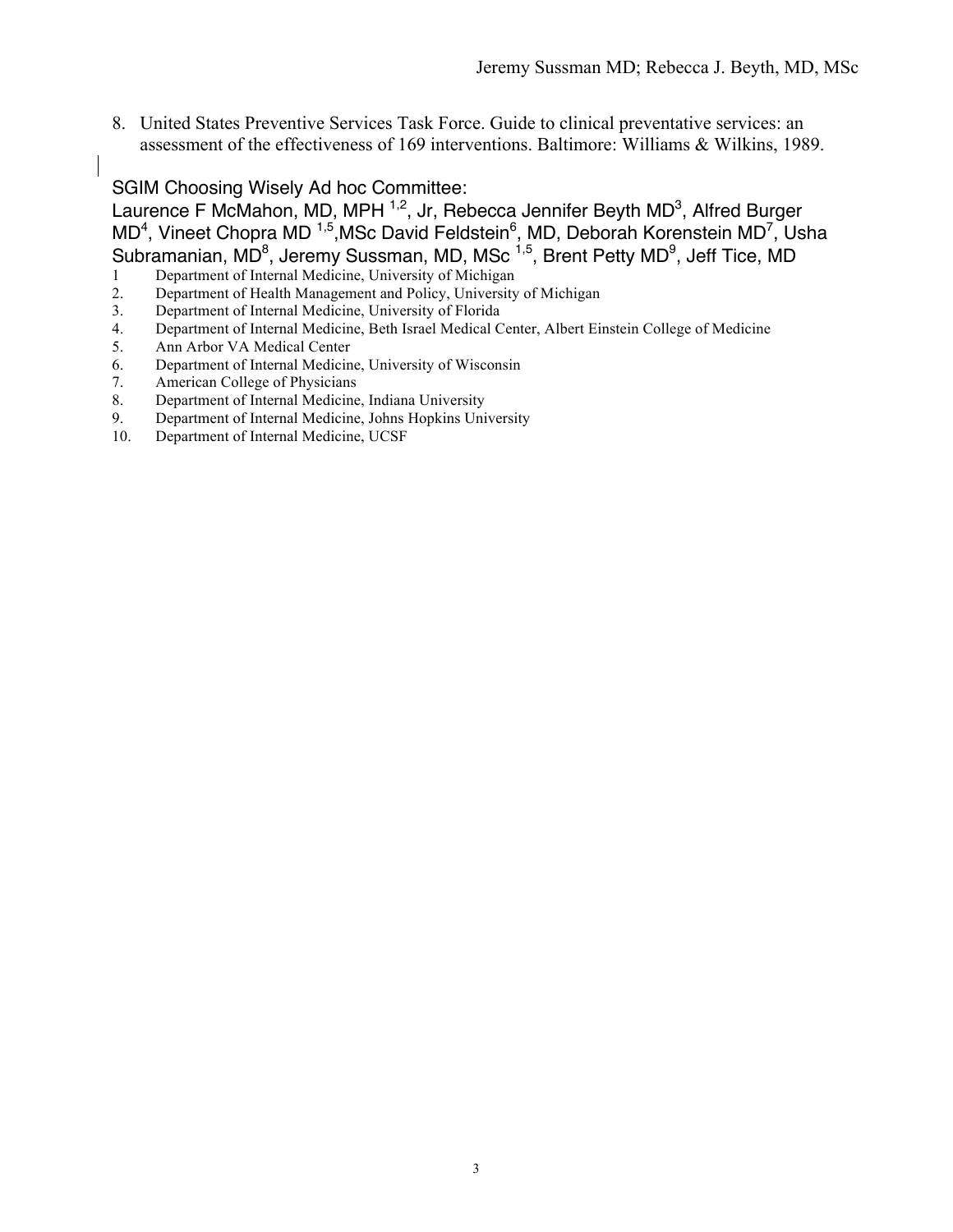8. United States Preventive Services Task Force. Guide to clinical preventative services: an assessment of the effectiveness of 169 interventions. Baltimore: Williams & Wilkins, 1989.

SGIM Choosing Wisely Ad hoc Committee:

Laurence F McMahon, MD, MPH [1,2], Jr, Rebecca Jennifer Beyth MD[3], Alfred Burger MD[4], Vineet Chopra MD [1,5],MSc David Feldstein[6], MD, Deborah Korenstein MD[7], Usha Subramanian, MD[8], Jeremy Sussman, MD, MSc [1,5], Brent Petty MD[9], Jeff Tice, MD

1 Department of Internal Medicine, University of Michigan
2. Department of Health Management and Policy, University of Michigan
3. Department of Internal Medicine, University of Florida
4. Department of Internal Medicine, Beth Israel Medical Center, Albert Einstein College of Medicine
5. Ann Arbor VA Medical Center
6. Department of Internal Medicine, University of Wisconsin
7. American College of Physicians
8. Department of Internal Medicine, Indiana University
9. Department of Internal Medicine, Johns Hopkins University
10. Department of Internal Medicine, UCSF